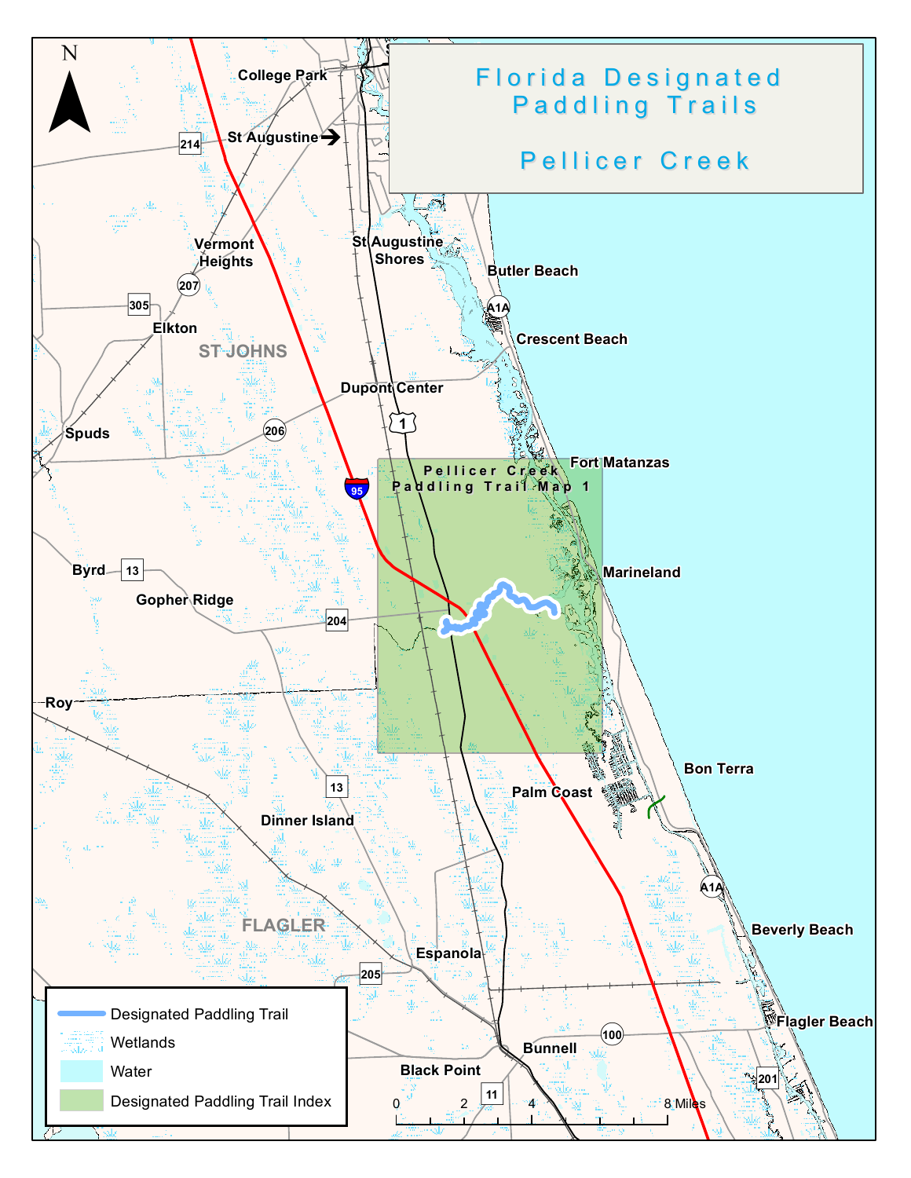# Florida Designated Paddling Trails

## Pellicer Creek

N

College Park

St Augustine

214

Vermont Heights

207

305

Elkton

ST JOHNS

St Augustine Shores

Butler Beach

A1A

Crescent Beach

Dupont Center

1

206

Spuds

Fort Matanzas

Pellicer Creek Paddling Trail Map 1

95

Marineland

Byrd

13

Gopher Ridge

204

Roy

Bon Terra

Palm Coast

13

Dinner Island

A1A

FLAGLER

Beverly Beach

Espanola

205

Flagler Beach

100

Bunnell

201

Black Point

11

Designated Paddling Trail

Wetlands

Water

Designated Paddling Trail Index

0 2 4 8 Miles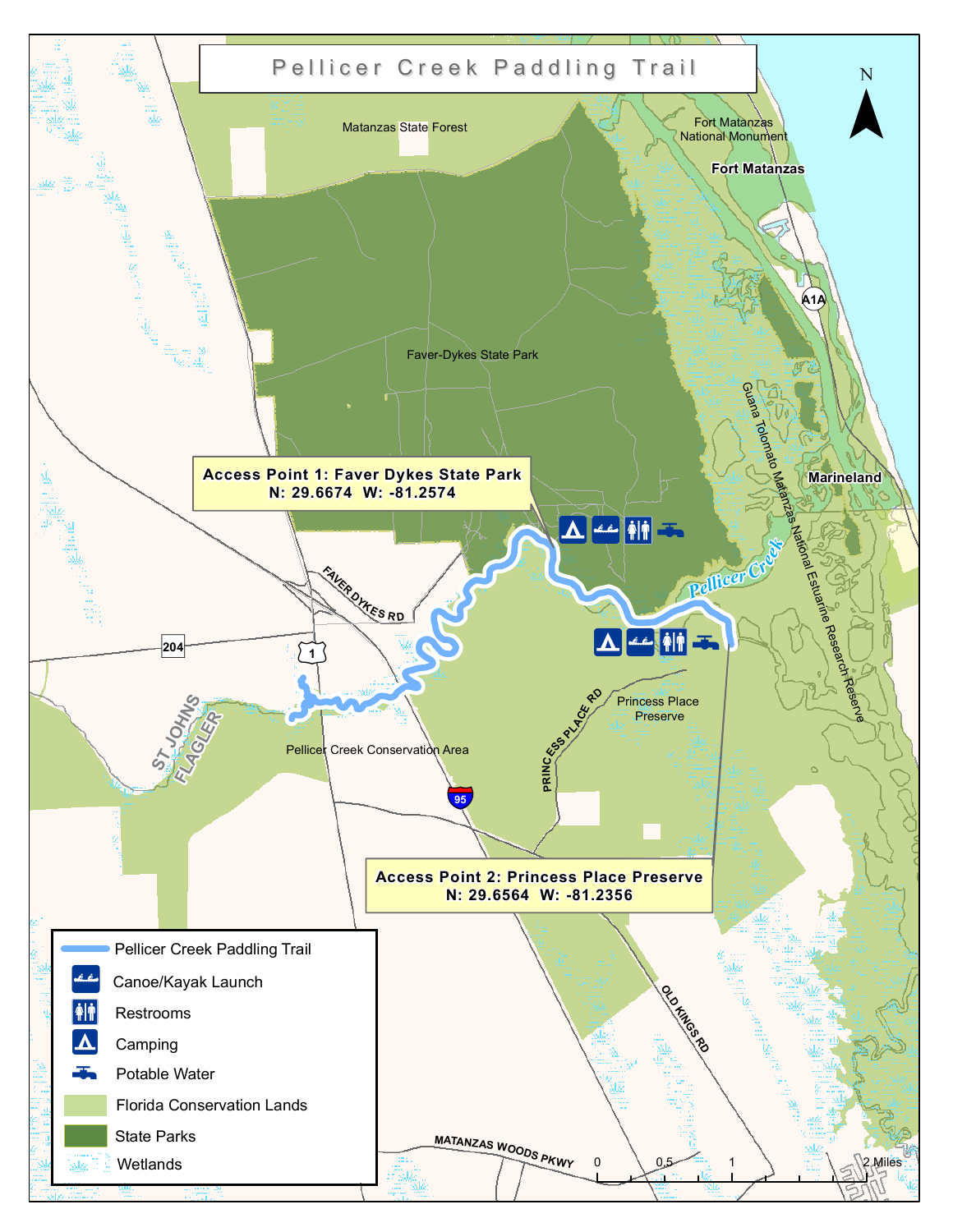# Pellicer Creek Paddling Trail

N

Matanzas State Forest

Fort Matanzas National Monument

**Fort Matanzas**

A1A

Faver-Dykes State Park

Guana Tolomato Matanzas National Estuarine Research Reserve

**Marineland**

**Access Point 1: Faver Dykes State Park**
**N: 29.6674 W: -81.2574**

*Pellicer Creek*

FAVER DYKES RD

204

1

ST JOHNS

FLAGLER

Princess Place Preserve

PRINCESS PLACE RD

Pellicer Creek Conservation Area

95

**Access Point 2: Princess Place Preserve**
**N: 29.6564 W: -81.2356**

OLD KINGS RD

MATANZAS WOODS PKWY

0 0.5 1 2 Miles

- Pellicer Creek Paddling Trail
- Canoe/Kayak Launch
- Restrooms
- Camping
- Potable Water
- Florida Conservation Lands
- State Parks
- Wetlands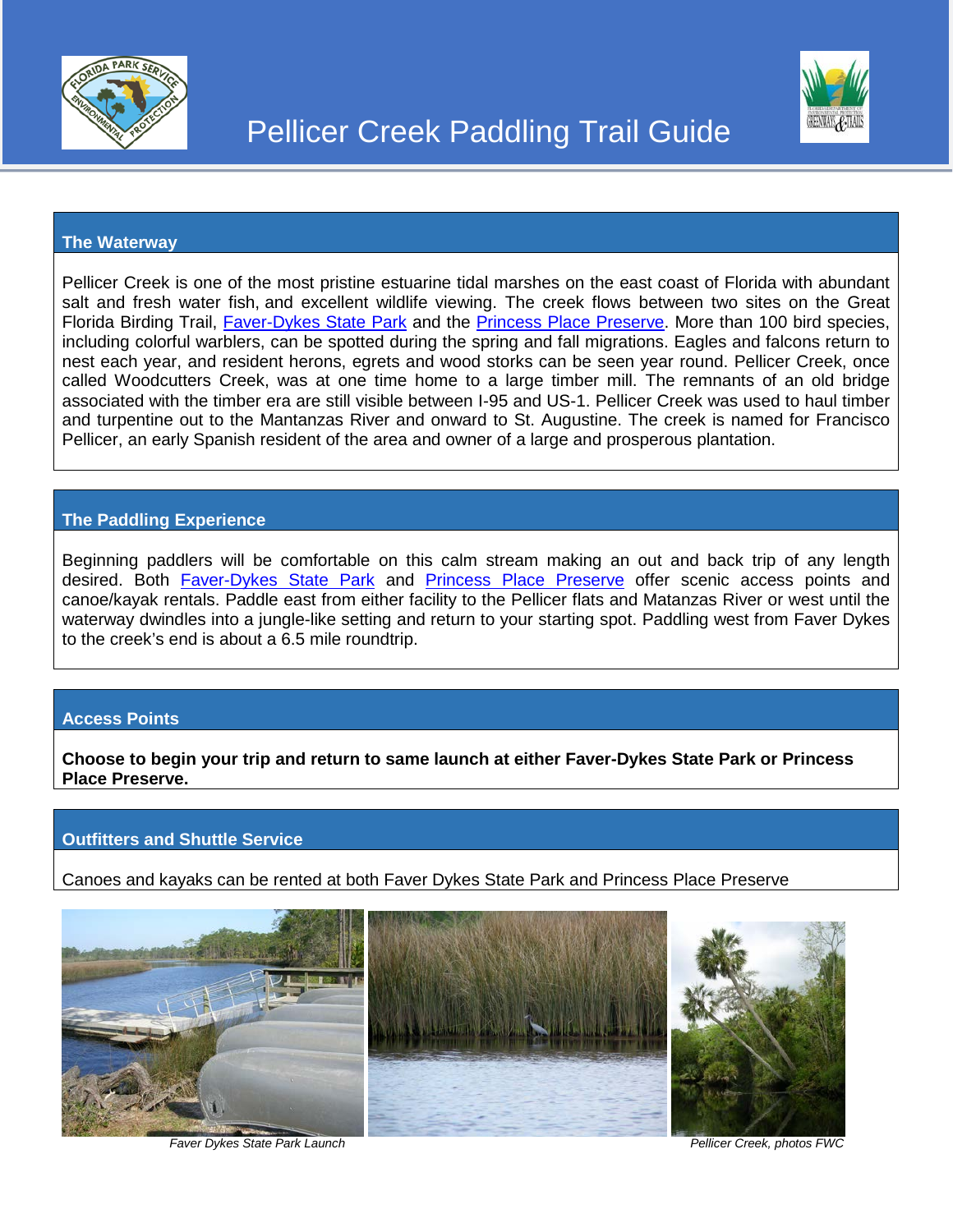# Pellicer Creek Paddling Trail Guide

## The Waterway

Pellicer Creek is one of the most pristine estuarine tidal marshes on the east coast of Florida with abundant salt and fresh water fish, and excellent wildlife viewing. The creek flows between two sites on the Great Florida Birding Trail, Faver-Dykes State Park and the Princess Place Preserve. More than 100 bird species, including colorful warblers, can be spotted during the spring and fall migrations. Eagles and falcons return to nest each year, and resident herons, egrets and wood storks can be seen year round. Pellicer Creek, once called Woodcutters Creek, was at one time home to a large timber mill. The remnants of an old bridge associated with the timber era are still visible between I-95 and US-1. Pellicer Creek was used to haul timber and turpentine out to the Mantanzas River and onward to St. Augustine. The creek is named for Francisco Pellicer, an early Spanish resident of the area and owner of a large and prosperous plantation.

## The Paddling Experience

Beginning paddlers will be comfortable on this calm stream making an out and back trip of any length desired. Both Faver-Dykes State Park and Princess Place Preserve offer scenic access points and canoe/kayak rentals. Paddle east from either facility to the Pellicer flats and Matanzas River or west until the waterway dwindles into a jungle-like setting and return to your starting spot. Paddling west from Faver Dykes to the creek's end is about a 6.5 mile roundtrip.

## Access Points

**Choose to begin your trip and return to same launch at either Faver-Dykes State Park or Princess Place Preserve.**

## Outfitters and Shuttle Service

Canoes and kayaks can be rented at both Faver Dykes State Park and Princess Place Preserve

*Faver Dykes State Park Launch*

*Pellicer Creek, photos FWC*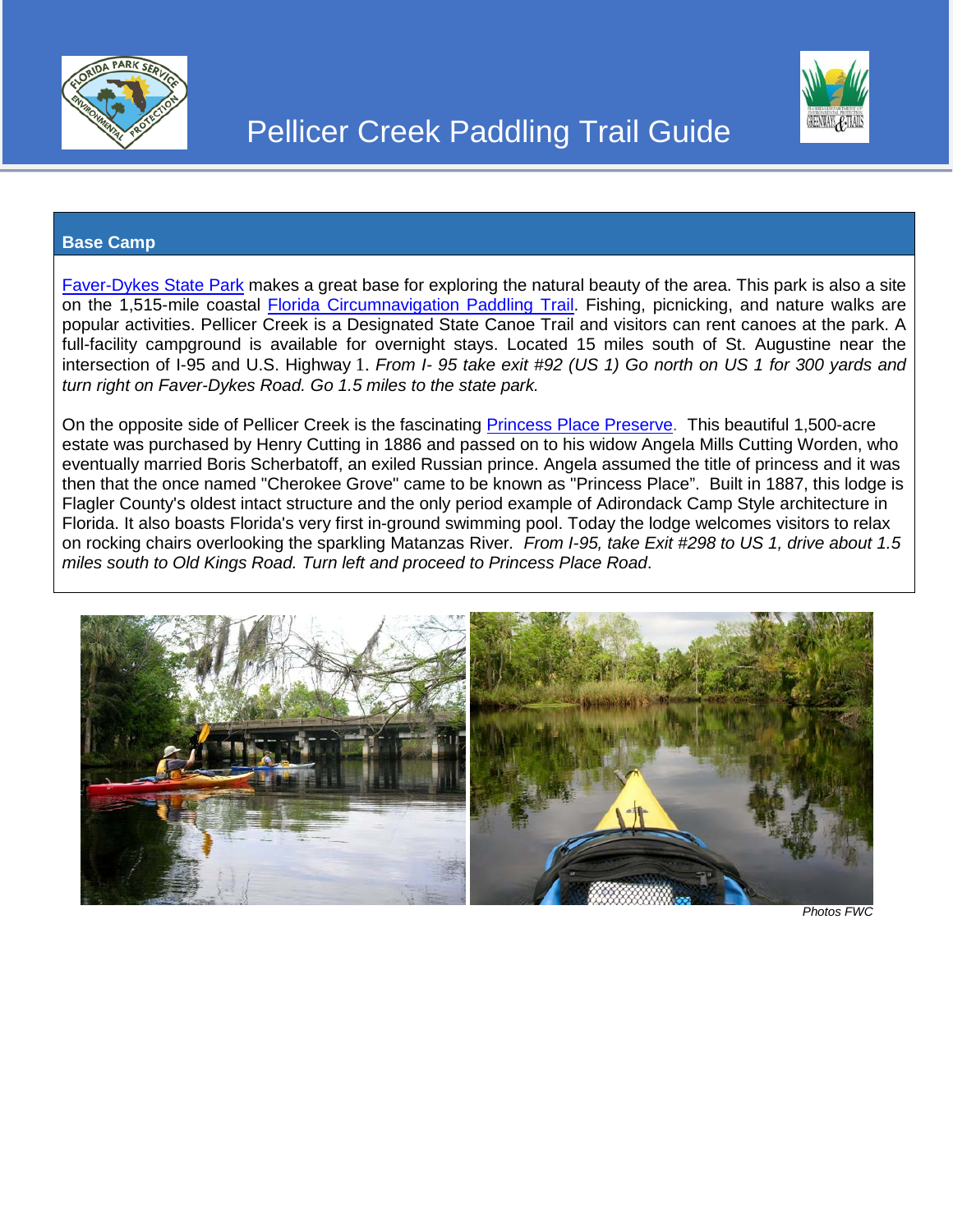# Pellicer Creek Paddling Trail Guide

## Base Camp

Faver-Dykes State Park makes a great base for exploring the natural beauty of the area. This park is also a site on the 1,515-mile coastal Florida Circumnavigation Paddling Trail. Fishing, picnicking, and nature walks are popular activities. Pellicer Creek is a Designated State Canoe Trail and visitors can rent canoes at the park. A full-facility campground is available for overnight stays. Located 15 miles south of St. Augustine near the intersection of I-95 and U.S. Highway 1. *From I- 95 take exit #92 (US 1) Go north on US 1 for 300 yards and turn right on Faver-Dykes Road. Go 1.5 miles to the state park.*

On the opposite side of Pellicer Creek is the fascinating Princess Place Preserve. This beautiful 1,500-acre estate was purchased by Henry Cutting in 1886 and passed on to his widow Angela Mills Cutting Worden, who eventually married Boris Scherbatoff, an exiled Russian prince. Angela assumed the title of princess and it was then that the once named "Cherokee Grove" came to be known as "Princess Place". Built in 1887, this lodge is Flagler County's oldest intact structure and the only period example of Adirondack Camp Style architecture in Florida. It also boasts Florida's very first in-ground swimming pool. Today the lodge welcomes visitors to relax on rocking chairs overlooking the sparkling Matanzas River. *From I-95, take Exit #298 to US 1, drive about 1.5 miles south to Old Kings Road. Turn left and proceed to Princess Place Road.*

*Photos FWC*